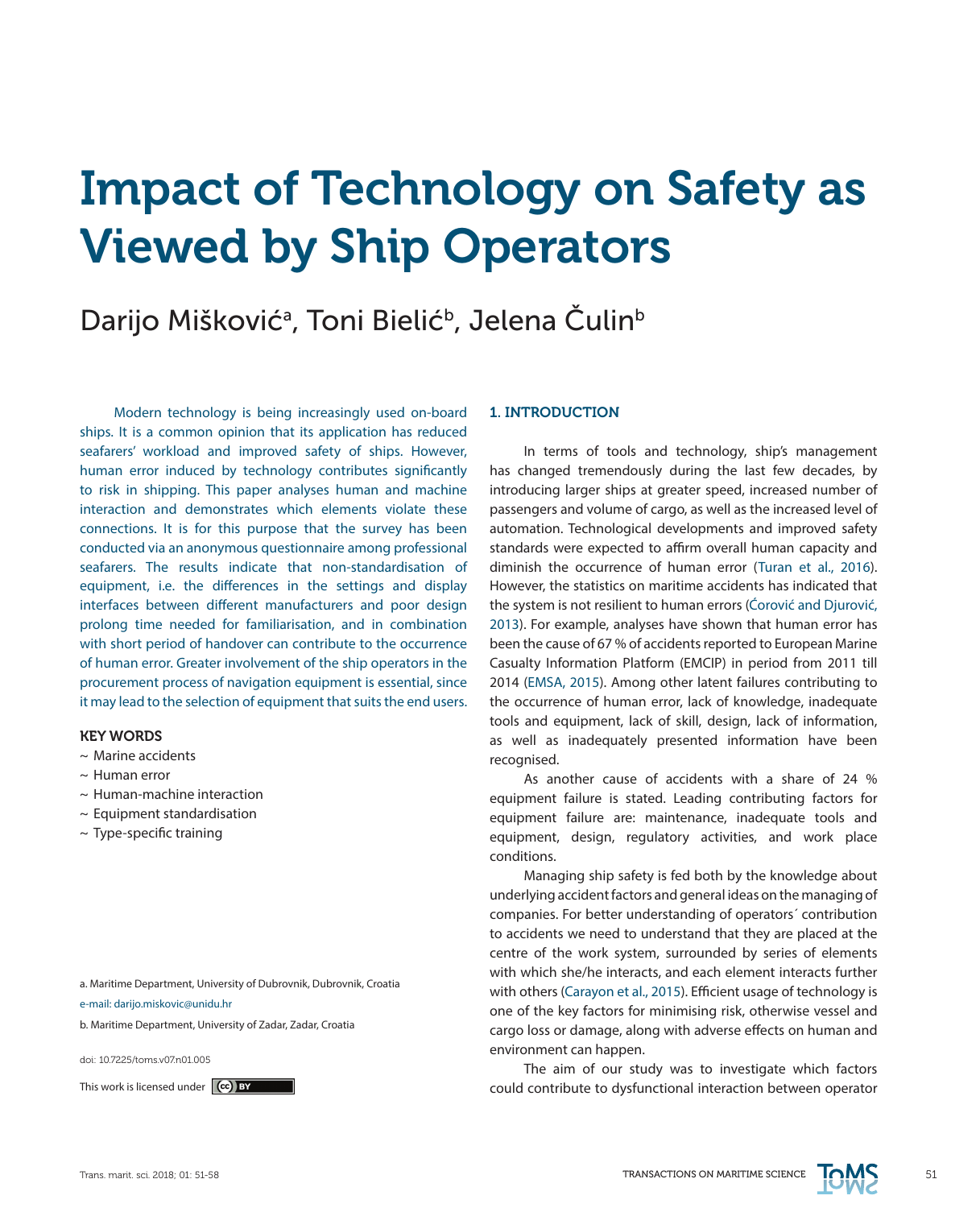# Impact of Technology on Safety as Viewed by Ship Operators

Darijo Mišković[a], Toni Bielić[b], Jelena Čulin[b]

Modern technology is being increasingly used on-board ships. It is a common opinion that its application has reduced seafarers' workload and improved safety of ships. However, human error induced by technology contributes significantly to risk in shipping. This paper analyses human and machine interaction and demonstrates which elements violate these connections. It is for this purpose that the survey has been conducted via an anonymous questionnaire among professional seafarers. The results indicate that non-standardisation of equipment, i.e. the differences in the settings and display interfaces between different manufacturers and poor design prolong time needed for familiarisation, and in combination with short period of handover can contribute to the occurrence of human error. Greater involvement of the ship operators in the procurement process of navigation equipment is essential, since it may lead to the selection of equipment that suits the end users.

**KEY WORDS**

- ~ Marine accidents
- ~ Human error
- ~ Human-machine interaction
- ~ Equipment standardisation
- ~ Type-specific training

a. Maritime Department, University of Dubrovnik, Dubrovnik, Croatia
e-mail: darijo.miskovic@unidu.hr

b. Maritime Department, University of Zadar, Zadar, Croatia

doi: 10.7225/toms.v07.n01.005

This work is licensed under CC BY

## 1. INTRODUCTION

In terms of tools and technology, ship's management has changed tremendously during the last few decades, by introducing larger ships at greater speed, increased number of passengers and volume of cargo, as well as the increased level of automation. Technological developments and improved safety standards were expected to affirm overall human capacity and diminish the occurrence of human error (Turan et al., 2016). However, the statistics on maritime accidents has indicated that the system is not resilient to human errors (Ćorović and Djurović, 2013). For example, analyses have shown that human error has been the cause of 67 % of accidents reported to European Marine Casualty Information Platform (EMCIP) in period from 2011 till 2014 (EMSA, 2015). Among other latent failures contributing to the occurrence of human error, lack of knowledge, inadequate tools and equipment, lack of skill, design, lack of information, as well as inadequately presented information have been recognised.

As another cause of accidents with a share of 24 % equipment failure is stated. Leading contributing factors for equipment failure are: maintenance, inadequate tools and equipment, design, regulatory activities, and work place conditions.

Managing ship safety is fed both by the knowledge about underlying accident factors and general ideas on the managing of companies. For better understanding of operators´ contribution to accidents we need to understand that they are placed at the centre of the work system, surrounded by series of elements with which she/he interacts, and each element interacts further with others (Carayon et al., 2015). Efficient usage of technology is one of the key factors for minimising risk, otherwise vessel and cargo loss or damage, along with adverse effects on human and environment can happen.

The aim of our study was to investigate which factors could contribute to dysfunctional interaction between operator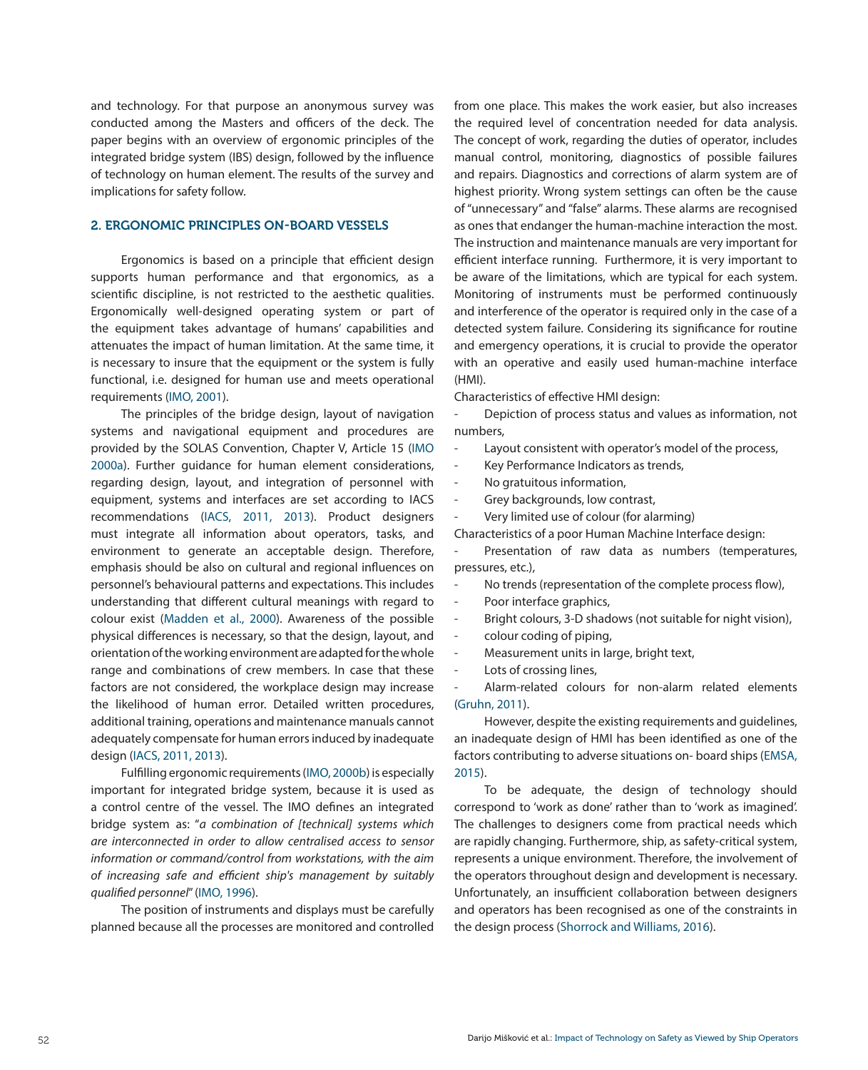and technology. For that purpose an anonymous survey was conducted among the Masters and officers of the deck. The paper begins with an overview of ergonomic principles of the integrated bridge system (IBS) design, followed by the influence of technology on human element. The results of the survey and implications for safety follow.

## 2. ERGONOMIC PRINCIPLES ON-BOARD VESSELS

Ergonomics is based on a principle that efficient design supports human performance and that ergonomics, as a scientific discipline, is not restricted to the aesthetic qualities. Ergonomically well-designed operating system or part of the equipment takes advantage of humans' capabilities and attenuates the impact of human limitation. At the same time, it is necessary to insure that the equipment or the system is fully functional, i.e. designed for human use and meets operational requirements (IMO, 2001).

The principles of the bridge design, layout of navigation systems and navigational equipment and procedures are provided by the SOLAS Convention, Chapter V, Article 15 (IMO 2000a). Further guidance for human element considerations, regarding design, layout, and integration of personnel with equipment, systems and interfaces are set according to IACS recommendations (IACS, 2011, 2013). Product designers must integrate all information about operators, tasks, and environment to generate an acceptable design. Therefore, emphasis should be also on cultural and regional influences on personnel's behavioural patterns and expectations. This includes understanding that different cultural meanings with regard to colour exist (Madden et al., 2000). Awareness of the possible physical differences is necessary, so that the design, layout, and orientation of the working environment are adapted for the whole range and combinations of crew members. In case that these factors are not considered, the workplace design may increase the likelihood of human error. Detailed written procedures, additional training, operations and maintenance manuals cannot adequately compensate for human errors induced by inadequate design (IACS, 2011, 2013).

Fulfilling ergonomic requirements (IMO, 2000b) is especially important for integrated bridge system, because it is used as a control centre of the vessel. The IMO defines an integrated bridge system as: "*a combination of [technical] systems which are interconnected in order to allow centralised access to sensor information or command/control from workstations, with the aim of increasing safe and efficient ship's management by suitably qualified personnel*" (IMO, 1996).

The position of instruments and displays must be carefully planned because all the processes are monitored and controlled from one place. This makes the work easier, but also increases the required level of concentration needed for data analysis. The concept of work, regarding the duties of operator, includes manual control, monitoring, diagnostics of possible failures and repairs. Diagnostics and corrections of alarm system are of highest priority. Wrong system settings can often be the cause of "unnecessary" and "false" alarms. These alarms are recognised as ones that endanger the human-machine interaction the most. The instruction and maintenance manuals are very important for efficient interface running. Furthermore, it is very important to be aware of the limitations, which are typical for each system. Monitoring of instruments must be performed continuously and interference of the operator is required only in the case of a detected system failure. Considering its significance for routine and emergency operations, it is crucial to provide the operator with an operative and easily used human-machine interface (HMI).

Characteristics of effective HMI design:

- Depiction of process status and values as information, not numbers,
- Layout consistent with operator's model of the process,
- Key Performance Indicators as trends,
- No gratuitous information,
- Grey backgrounds, low contrast,
- Very limited use of colour (for alarming)

Characteristics of a poor Human Machine Interface design:

- Presentation of raw data as numbers (temperatures, pressures, etc.),
- No trends (representation of the complete process flow),
- Poor interface graphics,
- Bright colours, 3-D shadows (not suitable for night vision),
- colour coding of piping,
- Measurement units in large, bright text,
- Lots of crossing lines,
- Alarm-related colours for non-alarm related elements (Gruhn, 2011).

However, despite the existing requirements and guidelines, an inadequate design of HMI has been identified as one of the factors contributing to adverse situations on- board ships (EMSA, 2015).

To be adequate, the design of technology should correspond to 'work as done' rather than to 'work as imagined'. The challenges to designers come from practical needs which are rapidly changing. Furthermore, ship, as safety-critical system, represents a unique environment. Therefore, the involvement of the operators throughout design and development is necessary. Unfortunately, an insufficient collaboration between designers and operators has been recognised as one of the constraints in the design process (Shorrock and Williams, 2016).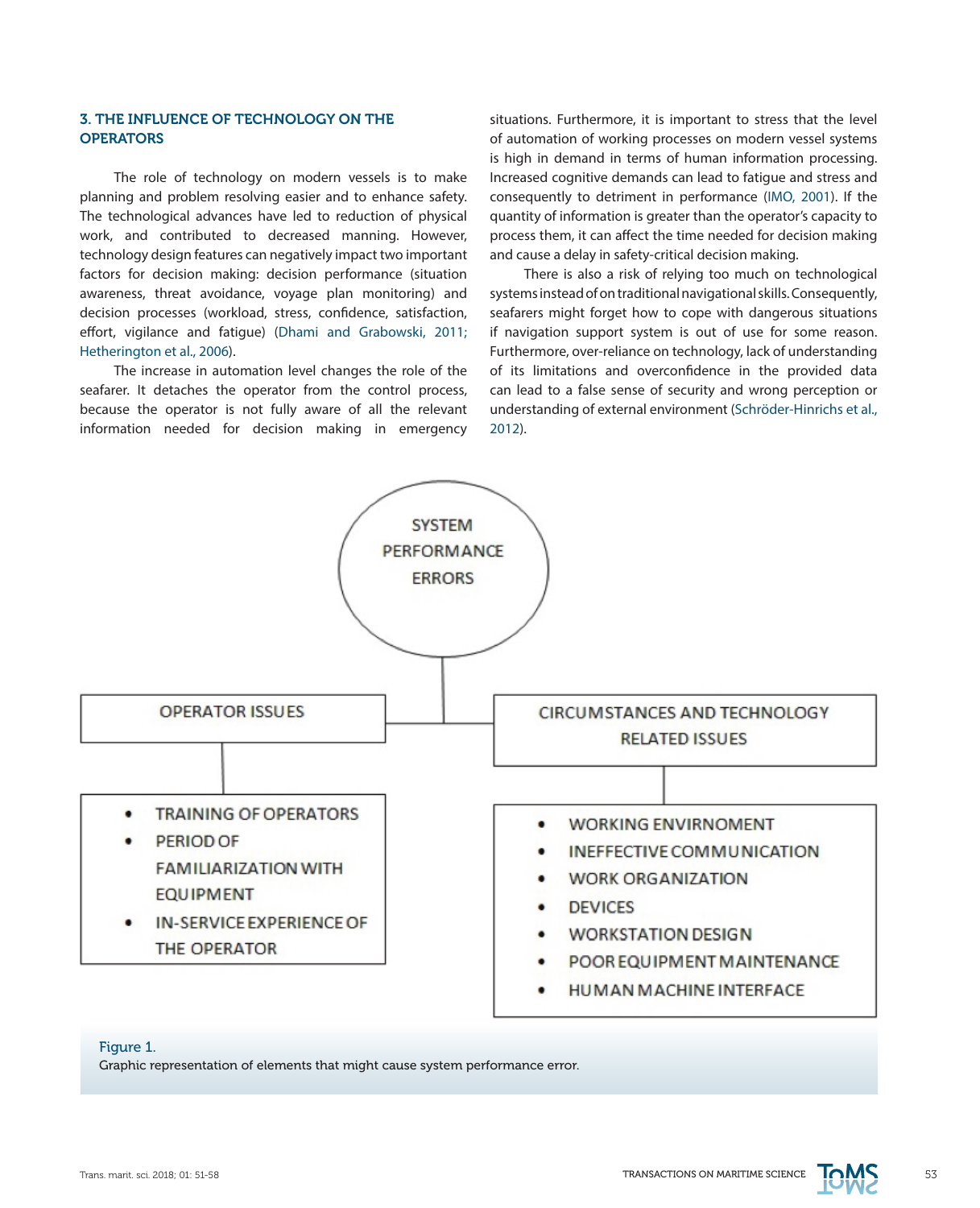## 3. THE INFLUENCE OF TECHNOLOGY ON THE OPERATORS

The role of technology on modern vessels is to make planning and problem resolving easier and to enhance safety. The technological advances have led to reduction of physical work, and contributed to decreased manning. However, technology design features can negatively impact two important factors for decision making: decision performance (situation awareness, threat avoidance, voyage plan monitoring) and decision processes (workload, stress, confidence, satisfaction, effort, vigilance and fatigue) (Dhami and Grabowski, 2011; Hetherington et al., 2006).

The increase in automation level changes the role of the seafarer. It detaches the operator from the control process, because the operator is not fully aware of all the relevant information needed for decision making in emergency situations. Furthermore, it is important to stress that the level of automation of working processes on modern vessel systems is high in demand in terms of human information processing. Increased cognitive demands can lead to fatigue and stress and consequently to detriment in performance (IMO, 2001). If the quantity of information is greater than the operator's capacity to process them, it can affect the time needed for decision making and cause a delay in safety-critical decision making.

There is also a risk of relying too much on technological systems instead of on traditional navigational skills. Consequently, seafarers might forget how to cope with dangerous situations if navigation support system is out of use for some reason. Furthermore, over-reliance on technology, lack of understanding of its limitations and overconfidence in the provided data can lead to a false sense of security and wrong perception or understanding of external environment (Schröder-Hinrichs et al., 2012).

SYSTEM PERFORMANCE ERRORS

OPERATOR ISSUES

- TRAINING OF OPERATORS
- PERIOD OF FAMILIARIZATION WITH EQUIPMENT
- IN-SERVICE EXPERIENCE OF THE OPERATOR

CIRCUMSTANCES AND TECHNOLOGY RELATED ISSUES

- WORKING ENVIRNOMENT
- INEFFECTIVE COMMUNICATION
- WORK ORGANIZATION
- DEVICES
- WORKSTATION DESIGN
- POOR EQUIPMENT MAINTENANCE
- HUMAN MACHINE INTERFACE

Figure 1.
Graphic representation of elements that might cause system performance error.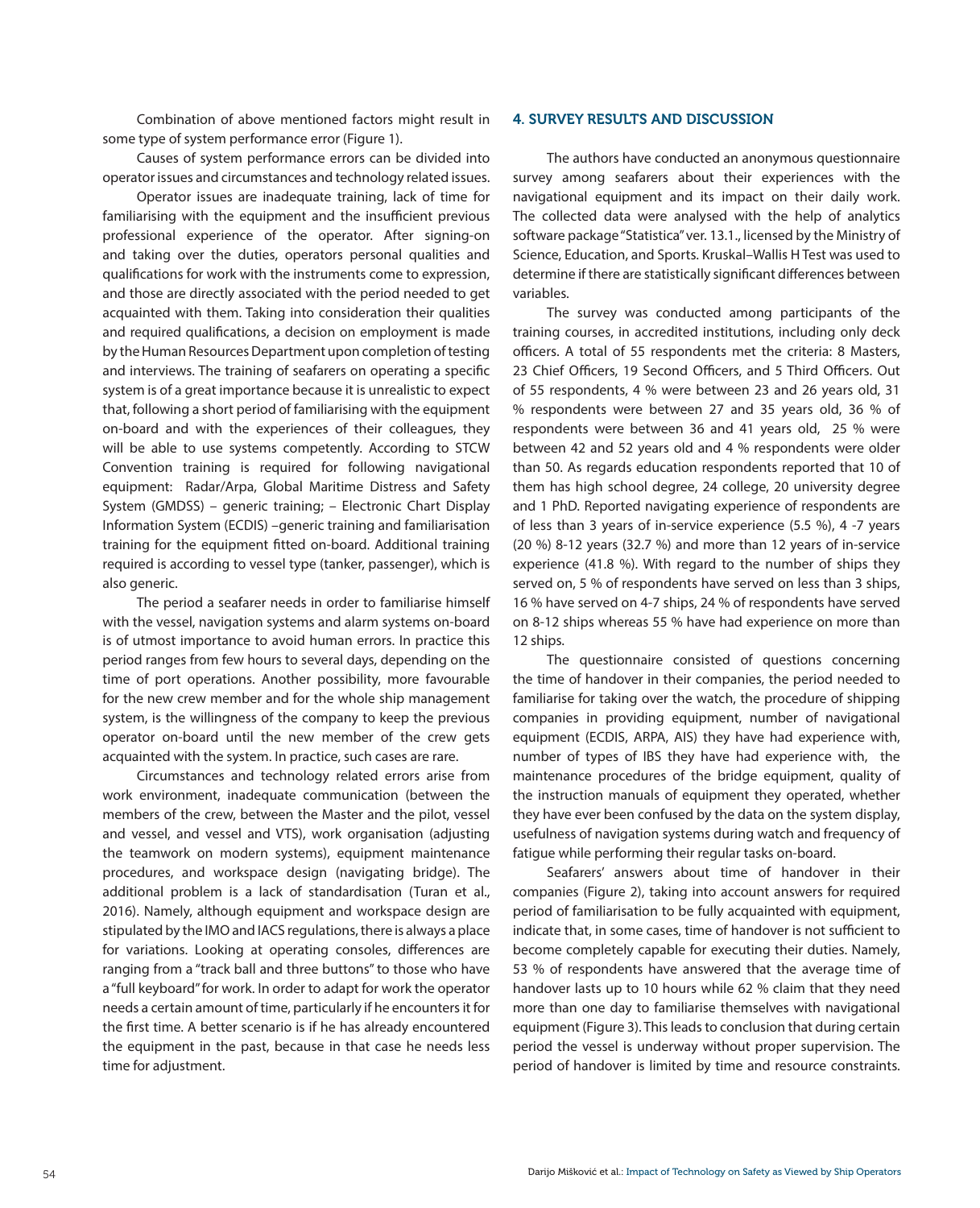Combination of above mentioned factors might result in some type of system performance error (Figure 1).

Causes of system performance errors can be divided into operator issues and circumstances and technology related issues.

Operator issues are inadequate training, lack of time for familiarising with the equipment and the insufficient previous professional experience of the operator. After signing-on and taking over the duties, operators personal qualities and qualifications for work with the instruments come to expression, and those are directly associated with the period needed to get acquainted with them. Taking into consideration their qualities and required qualifications, a decision on employment is made by the Human Resources Department upon completion of testing and interviews. The training of seafarers on operating a specific system is of a great importance because it is unrealistic to expect that, following a short period of familiarising with the equipment on-board and with the experiences of their colleagues, they will be able to use systems competently. According to STCW Convention training is required for following navigational equipment: Radar/Arpa, Global Maritime Distress and Safety System (GMDSS) – generic training; – Electronic Chart Display Information System (ECDIS) –generic training and familiarisation training for the equipment fitted on-board. Additional training required is according to vessel type (tanker, passenger), which is also generic.

The period a seafarer needs in order to familiarise himself with the vessel, navigation systems and alarm systems on-board is of utmost importance to avoid human errors. In practice this period ranges from few hours to several days, depending on the time of port operations. Another possibility, more favourable for the new crew member and for the whole ship management system, is the willingness of the company to keep the previous operator on-board until the new member of the crew gets acquainted with the system. In practice, such cases are rare.

Circumstances and technology related errors arise from work environment, inadequate communication (between the members of the crew, between the Master and the pilot, vessel and vessel, and vessel and VTS), work organisation (adjusting the teamwork on modern systems), equipment maintenance procedures, and workspace design (navigating bridge). The additional problem is a lack of standardisation (Turan et al., 2016). Namely, although equipment and workspace design are stipulated by the IMO and IACS regulations, there is always a place for variations. Looking at operating consoles, differences are ranging from a "track ball and three buttons" to those who have a "full keyboard" for work. In order to adapt for work the operator needs a certain amount of time, particularly if he encounters it for the first time. A better scenario is if he has already encountered the equipment in the past, because in that case he needs less time for adjustment.

## 4. SURVEY RESULTS AND DISCUSSION

The authors have conducted an anonymous questionnaire survey among seafarers about their experiences with the navigational equipment and its impact on their daily work. The collected data were analysed with the help of analytics software package "Statistica" ver. 13.1., licensed by the Ministry of Science, Education, and Sports. Kruskal–Wallis H Test was used to determine if there are statistically significant differences between variables.

The survey was conducted among participants of the training courses, in accredited institutions, including only deck officers. A total of 55 respondents met the criteria: 8 Masters, 23 Chief Officers, 19 Second Officers, and 5 Third Officers. Out of 55 respondents, 4 % were between 23 and 26 years old, 31 % respondents were between 27 and 35 years old, 36 % of respondents were between 36 and 41 years old, 25 % were between 42 and 52 years old and 4 % respondents were older than 50. As regards education respondents reported that 10 of them has high school degree, 24 college, 20 university degree and 1 PhD. Reported navigating experience of respondents are of less than 3 years of in-service experience (5.5 %), 4 -7 years (20 %) 8-12 years (32.7 %) and more than 12 years of in-service experience (41.8 %). With regard to the number of ships they served on, 5 % of respondents have served on less than 3 ships, 16 % have served on 4-7 ships, 24 % of respondents have served on 8-12 ships whereas 55 % have had experience on more than 12 ships.

The questionnaire consisted of questions concerning the time of handover in their companies, the period needed to familiarise for taking over the watch, the procedure of shipping companies in providing equipment, number of navigational equipment (ECDIS, ARPA, AIS) they have had experience with, number of types of IBS they have had experience with, the maintenance procedures of the bridge equipment, quality of the instruction manuals of equipment they operated, whether they have ever been confused by the data on the system display, usefulness of navigation systems during watch and frequency of fatigue while performing their regular tasks on-board.

Seafarers' answers about time of handover in their companies (Figure 2), taking into account answers for required period of familiarisation to be fully acquainted with equipment, indicate that, in some cases, time of handover is not sufficient to become completely capable for executing their duties. Namely, 53 % of respondents have answered that the average time of handover lasts up to 10 hours while 62 % claim that they need more than one day to familiarise themselves with navigational equipment (Figure 3). This leads to conclusion that during certain period the vessel is underway without proper supervision. The period of handover is limited by time and resource constraints.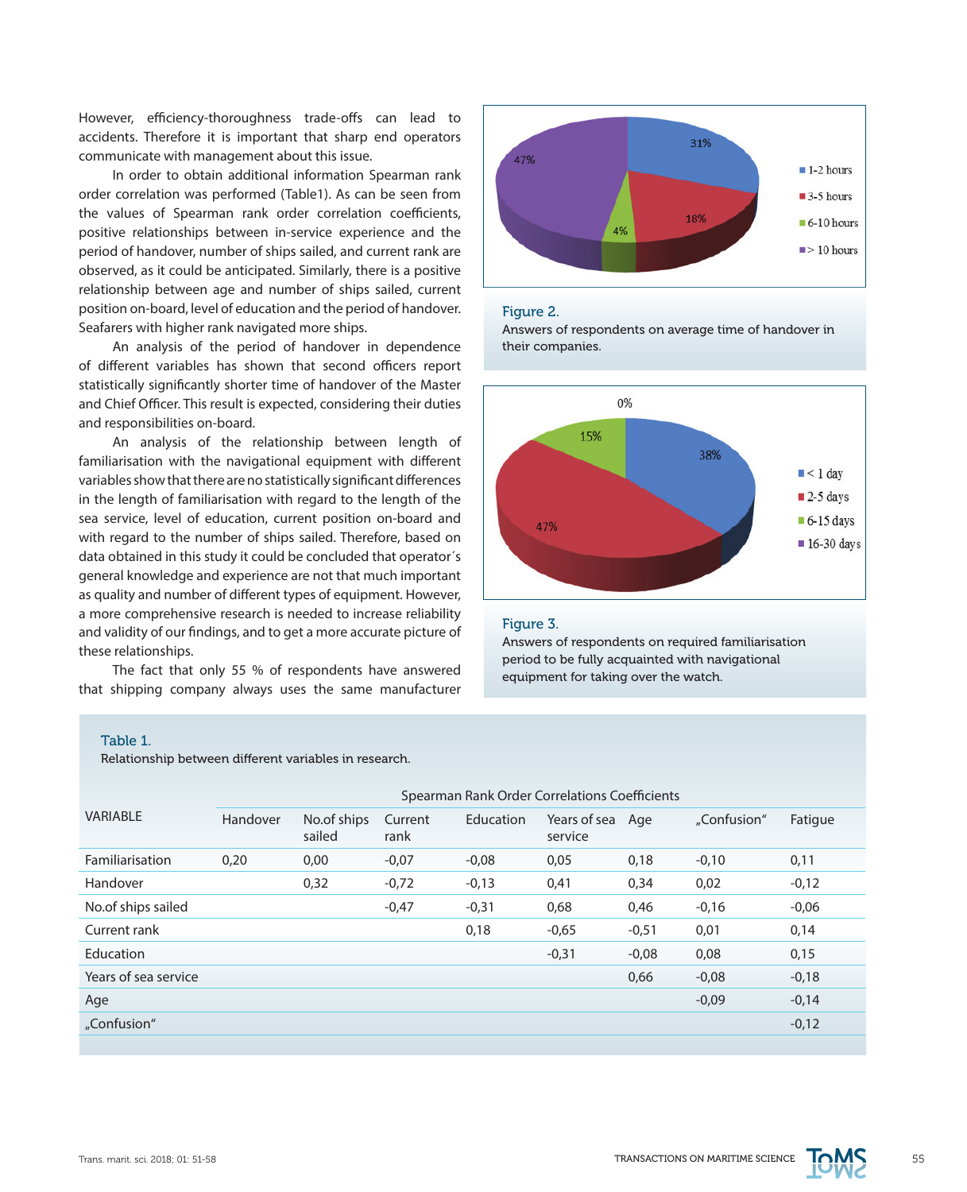However, efficiency-thoroughness trade-offs can lead to accidents. Therefore it is important that sharp end operators communicate with management about this issue.

In order to obtain additional information Spearman rank order correlation was performed (Table1). As can be seen from the values of Spearman rank order correlation coefficients, positive relationships between in-service experience and the period of handover, number of ships sailed, and current rank are observed, as it could be anticipated. Similarly, there is a positive relationship between age and number of ships sailed, current position on-board, level of education and the period of handover. Seafarers with higher rank navigated more ships.

An analysis of the period of handover in dependence of different variables has shown that second officers report statistically significantly shorter time of handover of the Master and Chief Officer. This result is expected, considering their duties and responsibilities on-board.

An analysis of the relationship between length of familiarisation with the navigational equipment with different variables show that there are no statistically significant differences in the length of familiarisation with regard to the length of the sea service, level of education, current position on-board and with regard to the number of ships sailed. Therefore, based on data obtained in this study it could be concluded that operator´s general knowledge and experience are not that much important as quality and number of different types of equipment. However, a more comprehensive research is needed to increase reliability and validity of our findings, and to get a more accurate picture of these relationships.

The fact that only 55 % of respondents have answered that shipping company always uses the same manufacturer

Figure 2.
Answers of respondents on average time of handover in their companies.

Figure 3.
Answers of respondents on required familiarisation period to be fully acquainted with navigational equipment for taking over the watch.

Table 1.
Relationship between different variables in research.

| VARIABLE | Spearman Rank Order Correlations Coefficients | | | | | | | |
|---|---|---|---|---|---|---|---|---|
| | Handover | No.of ships sailed | Current rank | Education | Years of sea service | Age | „Confusion“ | Fatigue |
| Familiarisation | 0,20 | 0,00 | -0,07 | -0,08 | 0,05 | 0,18 | -0,10 | 0,11 |
| Handover | | 0,32 | -0,72 | -0,13 | 0,41 | 0,34 | 0,02 | -0,12 |
| No.of ships sailed | | | -0,47 | -0,31 | 0,68 | 0,46 | -0,16 | -0,06 |
| Current rank | | | | 0,18 | -0,65 | -0,51 | 0,01 | 0,14 |
| Education | | | | | -0,31 | -0,08 | 0,08 | 0,15 |
| Years of sea service | | | | | | 0,66 | -0,08 | -0,18 |
| Age | | | | | | | -0,09 | -0,14 |
| „Confusion“ | | | | | | | | -0,12 |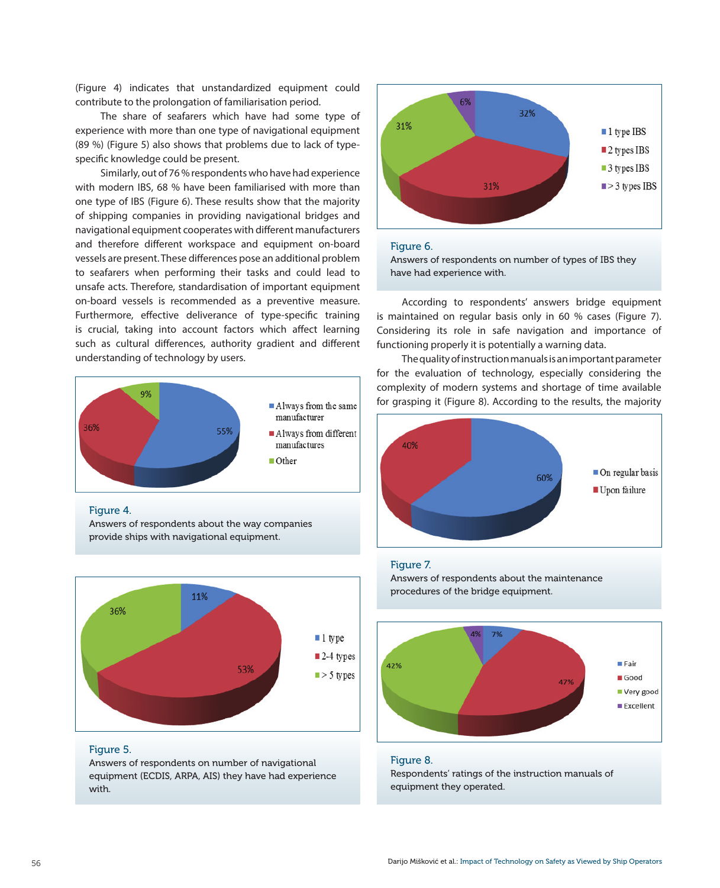(Figure 4) indicates that unstandardized equipment could contribute to the prolongation of familiarisation period.

The share of seafarers which have had some type of experience with more than one type of navigational equipment (89 %) (Figure 5) also shows that problems due to lack of type-specific knowledge could be present.

Similarly, out of 76 % respondents who have had experience with modern IBS, 68 % have been familiarised with more than one type of IBS (Figure 6). These results show that the majority of shipping companies in providing navigational bridges and navigational equipment cooperates with different manufacturers and therefore different workspace and equipment on-board vessels are present. These differences pose an additional problem to seafarers when performing their tasks and could lead to unsafe acts. Therefore, standardisation of important equipment on-board vessels is recommended as a preventive measure. Furthermore, effective deliverance of type-specific training is crucial, taking into account factors which affect learning such as cultural differences, authority gradient and different understanding of technology by users.

**Figure 4.**
Answers of respondents about the way companies provide ships with navigational equipment.

**Figure 5.**
Answers of respondents on number of navigational equipment (ECDIS, ARPA, AIS) they have had experience with.

**Figure 6.**
Answers of respondents on number of types of IBS they have had experience with.

According to respondents' answers bridge equipment is maintained on regular basis only in 60 % cases (Figure 7). Considering its role in safe navigation and importance of functioning properly it is potentially a warning data.

The quality of instruction manuals is an important parameter for the evaluation of technology, especially considering the complexity of modern systems and shortage of time available for grasping it (Figure 8). According to the results, the majority

**Figure 7.**
Answers of respondents about the maintenance procedures of the bridge equipment.

**Figure 8.**
Respondents' ratings of the instruction manuals of equipment they operated.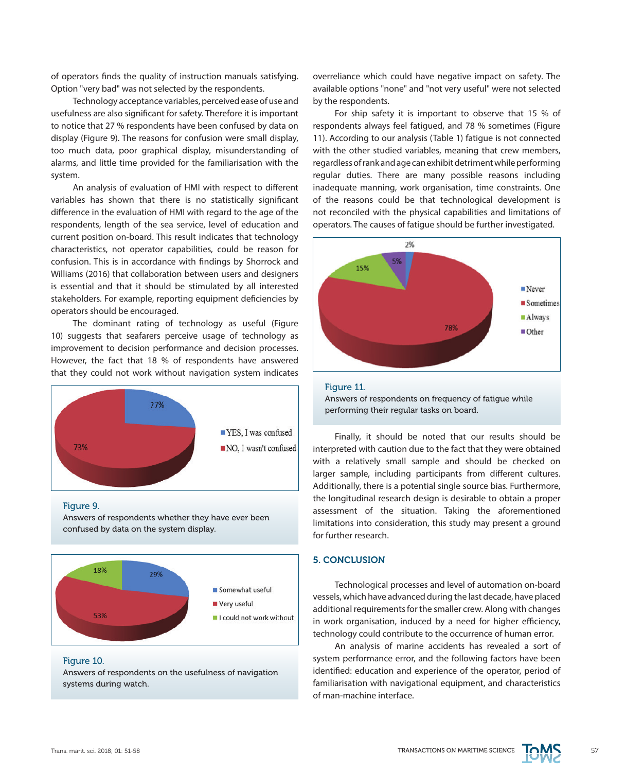of operators finds the quality of instruction manuals satisfying. Option "very bad" was not selected by the respondents.

Technology acceptance variables, perceived ease of use and usefulness are also significant for safety. Therefore it is important to notice that 27 % respondents have been confused by data on display (Figure 9). The reasons for confusion were small display, too much data, poor graphical display, misunderstanding of alarms, and little time provided for the familiarisation with the system.

An analysis of evaluation of HMI with respect to different variables has shown that there is no statistically significant difference in the evaluation of HMI with regard to the age of the respondents, length of the sea service, level of education and current position on-board. This result indicates that technology characteristics, not operator capabilities, could be reason for confusion. This is in accordance with findings by Shorrock and Williams (2016) that collaboration between users and designers is essential and that it should be stimulated by all interested stakeholders. For example, reporting equipment deficiencies by operators should be encouraged.

The dominant rating of technology as useful (Figure 10) suggests that seafarers perceive usage of technology as improvement to decision performance and decision processes. However, the fact that 18 % of respondents have answered that they could not work without navigation system indicates overreliance which could have negative impact on safety. The available options "none" and "not very useful" were not selected by the respondents.

Figure 9.
Answers of respondents whether they have ever been confused by data on the system display.

Figure 10.
Answers of respondents on the usefulness of navigation systems during watch.

For ship safety it is important to observe that 15 % of respondents always feel fatigued, and 78 % sometimes (Figure 11). According to our analysis (Table 1) fatigue is not connected with the other studied variables, meaning that crew members, regardless of rank and age can exhibit detriment while performing regular duties. There are many possible reasons including inadequate manning, work organisation, time constraints. One of the reasons could be that technological development is not reconciled with the physical capabilities and limitations of operators. The causes of fatigue should be further investigated.

Figure 11.
Answers of respondents on frequency of fatigue while performing their regular tasks on board.

Finally, it should be noted that our results should be interpreted with caution due to the fact that they were obtained with a relatively small sample and should be checked on larger sample, including participants from different cultures. Additionally, there is a potential single source bias. Furthermore, the longitudinal research design is desirable to obtain a proper assessment of the situation. Taking the aforementioned limitations into consideration, this study may present a ground for further research.

## 5. CONCLUSION

Technological processes and level of automation on-board vessels, which have advanced during the last decade, have placed additional requirements for the smaller crew. Along with changes in work organisation, induced by a need for higher efficiency, technology could contribute to the occurrence of human error.

An analysis of marine accidents has revealed a sort of system performance error, and the following factors have been identified: education and experience of the operator, period of familiarisation with navigational equipment, and characteristics of man-machine interface.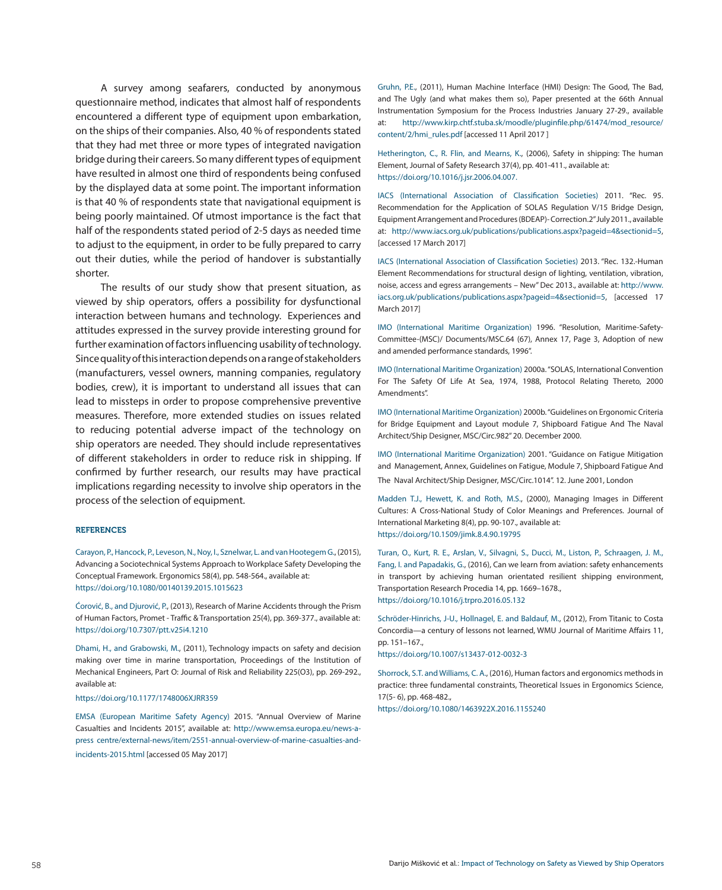A survey among seafarers, conducted by anonymous questionnaire method, indicates that almost half of respondents encountered a different type of equipment upon embarkation, on the ships of their companies. Also, 40 % of respondents stated that they had met three or more types of integrated navigation bridge during their careers. So many different types of equipment have resulted in almost one third of respondents being confused by the displayed data at some point. The important information is that 40 % of respondents state that navigational equipment is being poorly maintained. Of utmost importance is the fact that half of the respondents stated period of 2-5 days as needed time to adjust to the equipment, in order to be fully prepared to carry out their duties, while the period of handover is substantially shorter.

The results of our study show that present situation, as viewed by ship operators, offers a possibility for dysfunctional interaction between humans and technology. Experiences and attitudes expressed in the survey provide interesting ground for further examination of factors influencing usability of technology. Since quality of this interaction depends on a range of stakeholders (manufacturers, vessel owners, manning companies, regulatory bodies, crew), it is important to understand all issues that can lead to missteps in order to propose comprehensive preventive measures. Therefore, more extended studies on issues related to reducing potential adverse impact of the technology on ship operators are needed. They should include representatives of different stakeholders in order to reduce risk in shipping. If confirmed by further research, our results may have practical implications regarding necessity to involve ship operators in the process of the selection of equipment.

## REFERENCES

Carayon, P., Hancock, P., Leveson, N., Noy, I., Sznelwar, L. and van Hootegem G., (2015), Advancing a Sociotechnical Systems Approach to Workplace Safety Developing the Conceptual Framework. Ergonomics 58(4), pp. 548-564., available at: https://doi.org/10.1080/00140139.2015.1015623

Ćorović, B., and Djurović, P., (2013), Research of Marine Accidents through the Prism of Human Factors, Promet - Traffic & Transportation 25(4), pp. 369-377., available at: https://doi.org/10.7307/ptt.v25i4.1210

Dhami, H., and Grabowski, M., (2011), Technology impacts on safety and decision making over time in marine transportation, Proceedings of the Institution of Mechanical Engineers, Part O: Journal of Risk and Reliability 225(O3), pp. 269-292., available at:

https://doi.org/10.1177/1748006XJRR359

EMSA (European Maritime Safety Agency) 2015. "Annual Overview of Marine Casualties and Incidents 2015", available at: http://www.emsa.europa.eu/news-a-press centre/external-news/item/2551-annual-overview-of-marine-casualties-and-incidents-2015.html [accessed 05 May 2017]

Gruhn, P.E., (2011), Human Machine Interface (HMI) Design: The Good, The Bad, and The Ugly (and what makes them so), Paper presented at the 66th Annual Instrumentation Symposium for the Process Industries January 27-29., available at: http://www.kirp.chtf.stuba.sk/moodle/pluginfile.php/61474/mod_resource/content/2/hmi_rules.pdf [accessed 11 April 2017 ]

Hetherington, C., R. Flin, and Mearns, K., (2006), Safety in shipping: The human Element, Journal of Safety Research 37(4), pp. 401-411., available at: https://doi.org/10.1016/j.jsr.2006.04.007.

IACS (International Association of Classification Societies) 2011. "Rec. 95. Recommendation for the Application of SOLAS Regulation V/15 Bridge Design, Equipment Arrangement and Procedures (BDEAP)- Correction.2" July 2011., available at: http://www.iacs.org.uk/publications/publications.aspx?pageid=4&sectionid=5, [accessed 17 March 2017]

IACS (International Association of Classification Societies) 2013. "Rec. 132.-Human Element Recommendations for structural design of lighting, ventilation, vibration, noise, access and egress arrangements – New" Dec 2013., available at: http://www.iacs.org.uk/publications/publications.aspx?pageid=4&sectionid=5, [accessed 17 March 2017]

IMO (International Maritime Organization) 1996. "Resolution, Maritime-Safety-Committee-(MSC)/ Documents/MSC.64 (67), Annex 17, Page 3, Adoption of new and amended performance standards, 1996".

IMO (International Maritime Organization) 2000a. "SOLAS, International Convention For The Safety Of Life At Sea, 1974, 1988, Protocol Relating Thereto, 2000 Amendments".

IMO (International Maritime Organization) 2000b. "Guidelines on Ergonomic Criteria for Bridge Equipment and Layout module 7, Shipboard Fatigue And The Naval Architect/Ship Designer, MSC/Circ.982" 20. December 2000.

IMO (International Maritime Organization) 2001. "Guidance on Fatigue Mitigation and Management, Annex, Guidelines on Fatigue, Module 7, Shipboard Fatigue And The Naval Architect/Ship Designer, MSC/Circ.1014". 12. June 2001, London

Madden T.J., Hewett, K. and Roth, M.S., (2000), Managing Images in Different Cultures: A Cross-National Study of Color Meanings and Preferences. Journal of International Marketing 8(4), pp. 90-107., available at: https://doi.org/10.1509/jimk.8.4.90.19795

Turan, O., Kurt, R. E., Arslan, V., Silvagni, S., Ducci, M., Liston, P., Schraagen, J. M., Fang, I. and Papadakis, G., (2016), Can we learn from aviation: safety enhancements in transport by achieving human orientated resilient shipping environment, Transportation Research Procedia 14, pp. 1669–1678., https://doi.org/10.1016/j.trpro.2016.05.132

Schröder-Hinrichs, J-U., Hollnagel, E. and Baldauf, M., (2012), From Titanic to Costa Concordia—a century of lessons not learned, WMU Journal of Maritime Affairs 11, pp. 151–167.,
https://doi.org/10.1007/s13437-012-0032-3

Shorrock, S.T. and Williams, C. A., (2016), Human factors and ergonomics methods in practice: three fundamental constraints, Theoretical Issues in Ergonomics Science, 17(5- 6), pp. 468-482.,
https://doi.org/10.1080/1463922X.2016.1155240